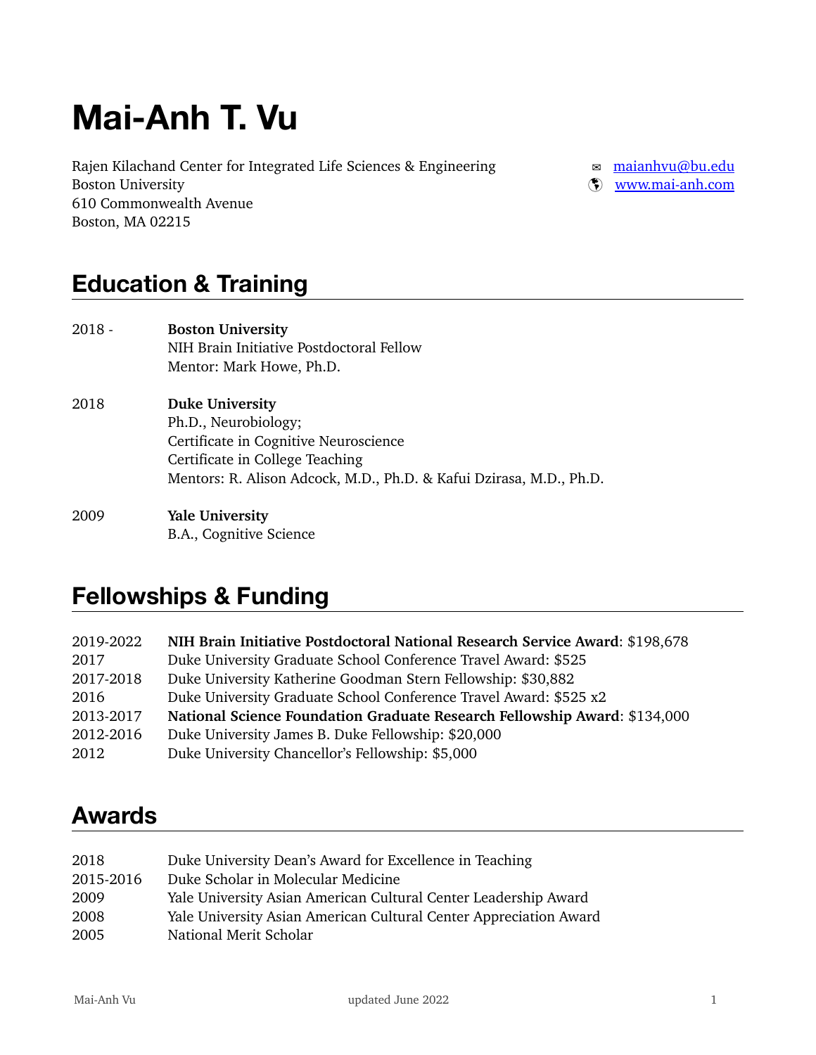# Mai-Anh T. Vu

Rajen Kilachand Center for Integrated Life Sciences & Engineering
Boston University
610 Commonwealth Avenue
Boston, MA 02215

✉ maianhvu@bu.edu
🌐 www.mai-anh.com

## Education & Training

2018 - **Boston University**
NIH Brain Initiative Postdoctoral Fellow
Mentor: Mark Howe, Ph.D.

2018 **Duke University**
Ph.D., Neurobiology;
Certificate in Cognitive Neuroscience
Certificate in College Teaching
Mentors: R. Alison Adcock, M.D., Ph.D. & Kafui Dzirasa, M.D., Ph.D.

2009 **Yale University**
B.A., Cognitive Science

## Fellowships & Funding

| | |
|---|---|
| 2019-2022 | **NIH Brain Initiative Postdoctoral National Research Service Award**: $198,678 |
| 2017 | Duke University Graduate School Conference Travel Award: $525 |
| 2017-2018 | Duke University Katherine Goodman Stern Fellowship: $30,882 |
| 2016 | Duke University Graduate School Conference Travel Award: $525 x2 |
| 2013-2017 | **National Science Foundation Graduate Research Fellowship Award**: $134,000 |
| 2012-2016 | Duke University James B. Duke Fellowship: $20,000 |
| 2012 | Duke University Chancellor's Fellowship: $5,000 |

## Awards

| | |
|---|---|
| 2018 | Duke University Dean's Award for Excellence in Teaching |
| 2015-2016 | Duke Scholar in Molecular Medicine |
| 2009 | Yale University Asian American Cultural Center Leadership Award |
| 2008 | Yale University Asian American Cultural Center Appreciation Award |
| 2005 | National Merit Scholar |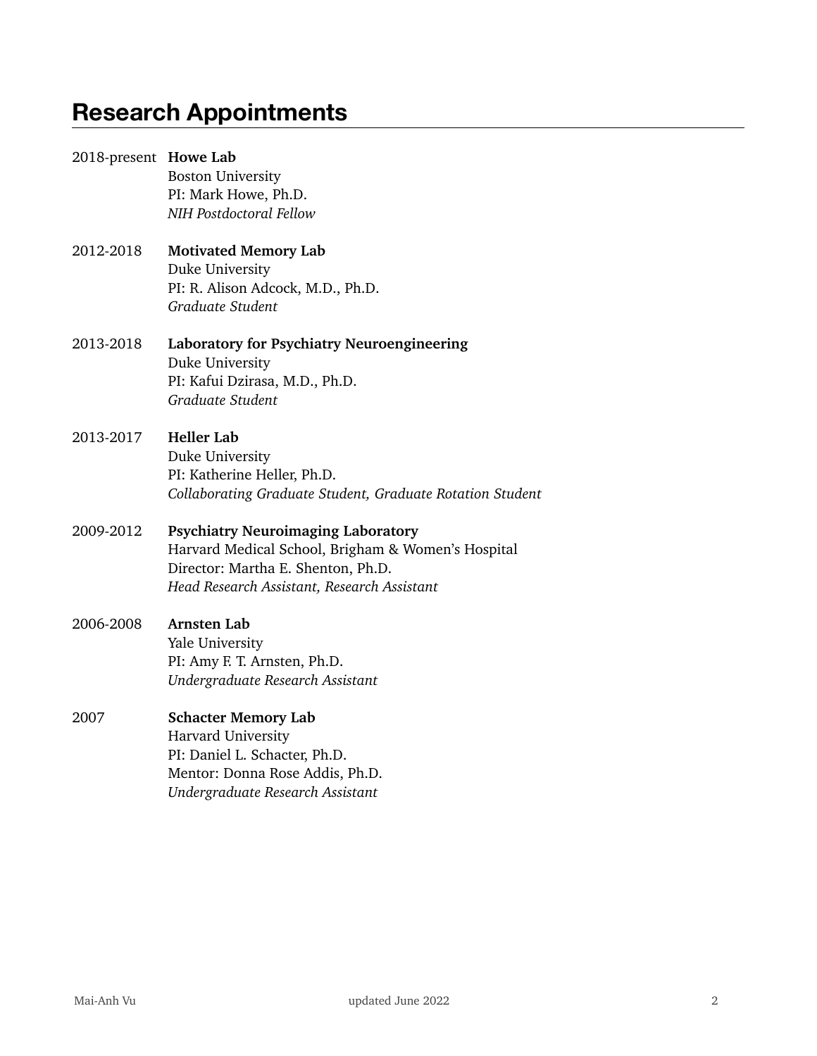# Research Appointments

2018-present **Howe Lab**
Boston University
PI: Mark Howe, Ph.D.
*NIH Postdoctoral Fellow*

2012-2018 **Motivated Memory Lab**
Duke University
PI: R. Alison Adcock, M.D., Ph.D.
*Graduate Student*

2013-2018 **Laboratory for Psychiatry Neuroengineering**
Duke University
PI: Kafui Dzirasa, M.D., Ph.D.
*Graduate Student*

2013-2017 **Heller Lab**
Duke University
PI: Katherine Heller, Ph.D.
*Collaborating Graduate Student, Graduate Rotation Student*

2009-2012 **Psychiatry Neuroimaging Laboratory**
Harvard Medical School, Brigham & Women's Hospital
Director: Martha E. Shenton, Ph.D.
*Head Research Assistant, Research Assistant*

2006-2008 **Arnsten Lab**
Yale University
PI: Amy F. T. Arnsten, Ph.D.
*Undergraduate Research Assistant*

2007 **Schacter Memory Lab**
Harvard University
PI: Daniel L. Schacter, Ph.D.
Mentor: Donna Rose Addis, Ph.D.
*Undergraduate Research Assistant*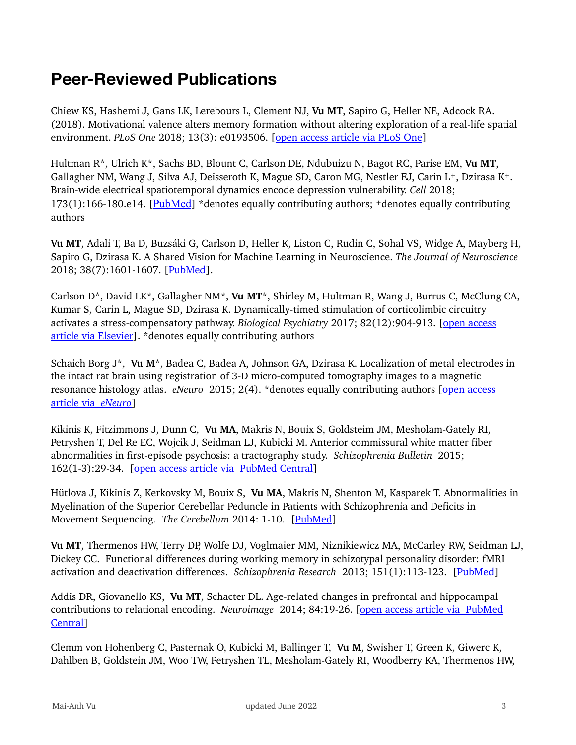# Peer-Reviewed Publications

Chiew KS, Hashemi J, Gans LK, Lerebours L, Clement NJ, **Vu MT**, Sapiro G, Heller NE, Adcock RA. (2018). Motivational valence alters memory formation without altering exploration of a real-life spatial environment. *PLoS One* 2018; 13(3): e0193506. [open access article via PLoS One]

Hultman R*, Ulrich K*, Sachs BD, Blount C, Carlson DE, Ndubuizu N, Bagot RC, Parise EM, **Vu MT**, Gallagher NM, Wang J, Silva AJ, Deisseroth K, Mague SD, Caron MG, Nestler EJ, Carin L+, Dzirasa K+. Brain-wide electrical spatiotemporal dynamics encode depression vulnerability. *Cell* 2018; 173(1):166-180.e14. [PubMed] *denotes equally contributing authors; +denotes equally contributing authors

**Vu MT**, Adali T, Ba D, Buzsáki G, Carlson D, Heller K, Liston C, Rudin C, Sohal VS, Widge A, Mayberg H, Sapiro G, Dzirasa K. A Shared Vision for Machine Learning in Neuroscience. *The Journal of Neuroscience* 2018; 38(7):1601-1607. [PubMed].

Carlson D*, David LK*, Gallagher NM*, **Vu MT***, Shirley M, Hultman R, Wang J, Burrus C, McClung CA, Kumar S, Carin L, Mague SD, Dzirasa K. Dynamically-timed stimulation of corticolimbic circuitry activates a stress-compensatory pathway. *Biological Psychiatry* 2017; 82(12):904-913. [open access article via Elsevier]. *denotes equally contributing authors

Schaich Borg J*, **Vu M***, Badea C, Badea A, Johnson GA, Dzirasa K. Localization of metal electrodes in the intact rat brain using registration of 3-D micro-computed tomography images to a magnetic resonance histology atlas. *eNeuro* 2015; 2(4). *denotes equally contributing authors [open access article via *eNeuro*]

Kikinis K, Fitzimmons J, Dunn C, **Vu MA**, Makris N, Bouix S, Goldsteim JM, Mesholam-Gately RI, Petryshen T, Del Re EC, Wojcik J, Seidman LJ, Kubicki M. Anterior commissural white matter fiber abnormalities in first-episode psychosis: a tractography study. *Schizophrenia Bulletin* 2015; 162(1-3):29-34. [open access article via PubMed Central]

Hütlova J, Kikinis Z, Kerkovsky M, Bouix S, **Vu MA**, Makris N, Shenton M, Kasparek T. Abnormalities in Myelination of the Superior Cerebellar Peduncle in Patients with Schizophrenia and Deficits in Movement Sequencing. *The Cerebellum* 2014: 1-10. [PubMed]

**Vu MT**, Thermenos HW, Terry DP, Wolfe DJ, Voglmaier MM, Niznikiewicz MA, McCarley RW, Seidman LJ, Dickey CC. Functional differences during working memory in schizotypal personality disorder: fMRI activation and deactivation differences. *Schizophrenia Research* 2013; 151(1):113-123. [PubMed]

Addis DR, Giovanello KS, **Vu MT**, Schacter DL. Age-related changes in prefrontal and hippocampal contributions to relational encoding. *Neuroimage* 2014; 84:19-26. [open access article via PubMed Central]

Clemm von Hohenberg C, Pasternak O, Kubicki M, Ballinger T, **Vu M**, Swisher T, Green K, Giwerc K, Dahlben B, Goldstein JM, Woo TW, Petryshen TL, Mesholam-Gately RI, Woodberry KA, Thermenos HW,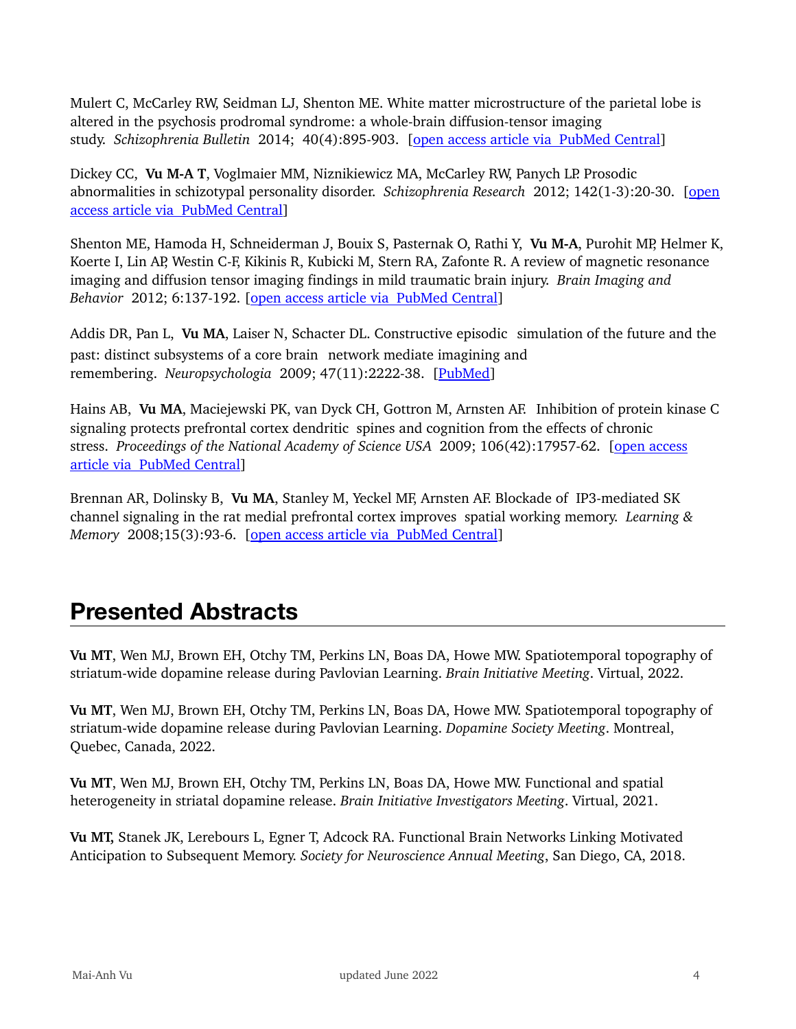Mulert C, McCarley RW, Seidman LJ, Shenton ME. White matter microstructure of the parietal lobe is altered in the psychosis prodromal syndrome: a whole-brain diffusion-tensor imaging study. *Schizophrenia Bulletin* 2014; 40(4):895-903. [open access article via PubMed Central]

Dickey CC, **Vu M-A T**, Voglmaier MM, Niznikiewicz MA, McCarley RW, Panych LP. Prosodic abnormalities in schizotypal personality disorder. *Schizophrenia Research* 2012; 142(1-3):20-30. [open access article via PubMed Central]

Shenton ME, Hamoda H, Schneiderman J, Bouix S, Pasternak O, Rathi Y, **Vu M-A**, Purohit MP, Helmer K, Koerte I, Lin AP, Westin C-F, Kikinis R, Kubicki M, Stern RA, Zafonte R. A review of magnetic resonance imaging and diffusion tensor imaging findings in mild traumatic brain injury. *Brain Imaging and Behavior* 2012; 6:137-192. [open access article via PubMed Central]

Addis DR, Pan L, **Vu MA**, Laiser N, Schacter DL. Constructive episodic simulation of the future and the past: distinct subsystems of a core brain network mediate imagining and remembering. *Neuropsychologia* 2009; 47(11):2222-38. [PubMed]

Hains AB, **Vu MA**, Maciejewski PK, van Dyck CH, Gottron M, Arnsten AF. Inhibition of protein kinase C signaling protects prefrontal cortex dendritic spines and cognition from the effects of chronic stress. *Proceedings of the National Academy of Science USA* 2009; 106(42):17957-62. [open access article via PubMed Central]

Brennan AR, Dolinsky B, **Vu MA**, Stanley M, Yeckel MF, Arnsten AF. Blockade of IP3-mediated SK channel signaling in the rat medial prefrontal cortex improves spatial working memory. *Learning & Memory* 2008;15(3):93-6. [open access article via PubMed Central]

## Presented Abstracts

**Vu MT**, Wen MJ, Brown EH, Otchy TM, Perkins LN, Boas DA, Howe MW. Spatiotemporal topography of striatum-wide dopamine release during Pavlovian Learning. *Brain Initiative Meeting*. Virtual, 2022.

**Vu MT**, Wen MJ, Brown EH, Otchy TM, Perkins LN, Boas DA, Howe MW. Spatiotemporal topography of striatum-wide dopamine release during Pavlovian Learning. *Dopamine Society Meeting*. Montreal, Quebec, Canada, 2022.

**Vu MT**, Wen MJ, Brown EH, Otchy TM, Perkins LN, Boas DA, Howe MW. Functional and spatial heterogeneity in striatal dopamine release. *Brain Initiative Investigators Meeting*. Virtual, 2021.

**Vu MT,** Stanek JK, Lerebours L, Egner T, Adcock RA. Functional Brain Networks Linking Motivated Anticipation to Subsequent Memory. *Society for Neuroscience Annual Meeting*, San Diego, CA, 2018.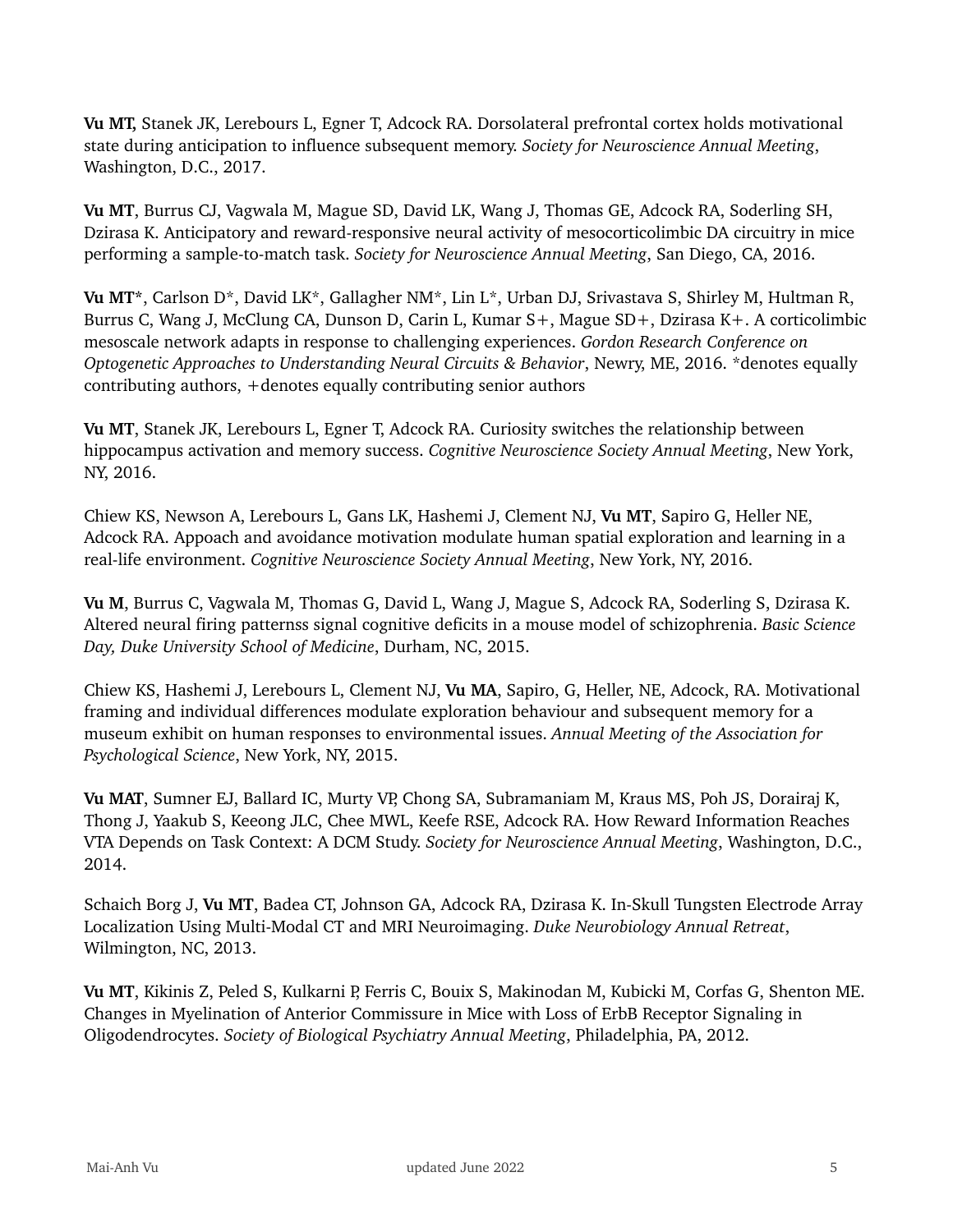**Vu MT,** Stanek JK, Lerebours L, Egner T, Adcock RA. Dorsolateral prefrontal cortex holds motivational state during anticipation to influence subsequent memory. *Society for Neuroscience Annual Meeting*, Washington, D.C., 2017.

**Vu MT**, Burrus CJ, Vagwala M, Mague SD, David LK, Wang J, Thomas GE, Adcock RA, Soderling SH, Dzirasa K. Anticipatory and reward-responsive neural activity of mesocorticolimbic DA circuitry in mice performing a sample-to-match task. *Society for Neuroscience Annual Meeting*, San Diego, CA, 2016.

**Vu MT***, Carlson D*, David LK*, Gallagher NM*, Lin L*, Urban DJ, Srivastava S, Shirley M, Hultman R, Burrus C, Wang J, McClung CA, Dunson D, Carin L, Kumar S+, Mague SD+, Dzirasa K+. A corticolimbic mesoscale network adapts in response to challenging experiences. *Gordon Research Conference on Optogenetic Approaches to Understanding Neural Circuits & Behavior*, Newry, ME, 2016. *denotes equally contributing authors, +denotes equally contributing senior authors

**Vu MT**, Stanek JK, Lerebours L, Egner T, Adcock RA. Curiosity switches the relationship between hippocampus activation and memory success. *Cognitive Neuroscience Society Annual Meeting*, New York, NY, 2016.

Chiew KS, Newson A, Lerebours L, Gans LK, Hashemi J, Clement NJ, **Vu MT**, Sapiro G, Heller NE, Adcock RA. Appoach and avoidance motivation modulate human spatial exploration and learning in a real-life environment. *Cognitive Neuroscience Society Annual Meeting*, New York, NY, 2016.

**Vu M**, Burrus C, Vagwala M, Thomas G, David L, Wang J, Mague S, Adcock RA, Soderling S, Dzirasa K. Altered neural firing patternss signal cognitive deficits in a mouse model of schizophrenia. *Basic Science Day, Duke University School of Medicine*, Durham, NC, 2015.

Chiew KS, Hashemi J, Lerebours L, Clement NJ, **Vu MA**, Sapiro, G, Heller, NE, Adcock, RA. Motivational framing and individual differences modulate exploration behaviour and subsequent memory for a museum exhibit on human responses to environmental issues. *Annual Meeting of the Association for Psychological Science*, New York, NY, 2015.

**Vu MAT**, Sumner EJ, Ballard IC, Murty VP, Chong SA, Subramaniam M, Kraus MS, Poh JS, Dorairaj K, Thong J, Yaakub S, Keeong JLC, Chee MWL, Keefe RSE, Adcock RA. How Reward Information Reaches VTA Depends on Task Context: A DCM Study. *Society for Neuroscience Annual Meeting*, Washington, D.C., 2014.

Schaich Borg J, **Vu MT**, Badea CT, Johnson GA, Adcock RA, Dzirasa K. In-Skull Tungsten Electrode Array Localization Using Multi-Modal CT and MRI Neuroimaging. *Duke Neurobiology Annual Retreat*, Wilmington, NC, 2013.

**Vu MT**, Kikinis Z, Peled S, Kulkarni P, Ferris C, Bouix S, Makinodan M, Kubicki M, Corfas G, Shenton ME. Changes in Myelination of Anterior Commissure in Mice with Loss of ErbB Receptor Signaling in Oligodendrocytes. *Society of Biological Psychiatry Annual Meeting*, Philadelphia, PA, 2012.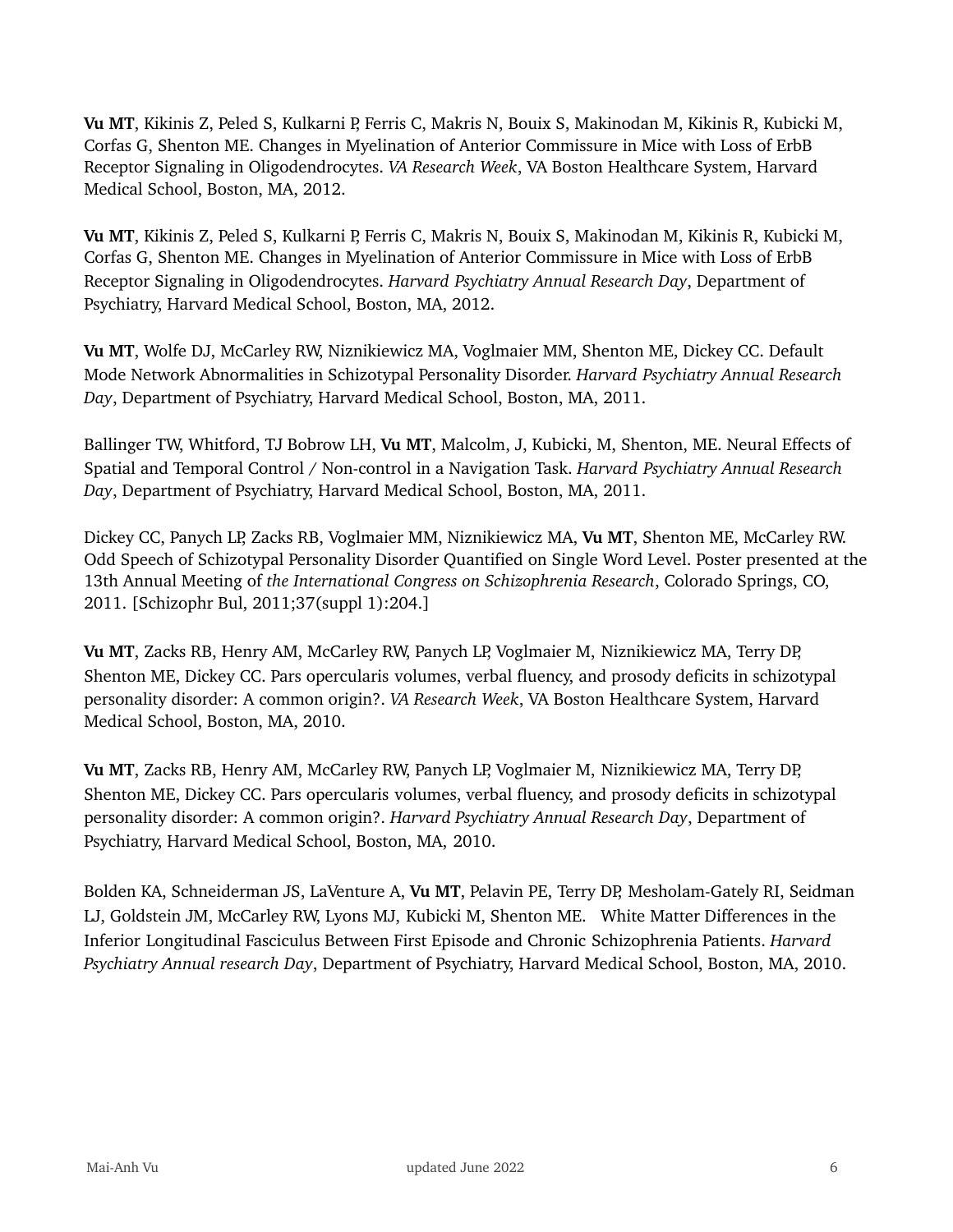**Vu MT**, Kikinis Z, Peled S, Kulkarni P, Ferris C, Makris N, Bouix S, Makinodan M, Kikinis R, Kubicki M, Corfas G, Shenton ME. Changes in Myelination of Anterior Commissure in Mice with Loss of ErbB Receptor Signaling in Oligodendrocytes. *VA Research Week*, VA Boston Healthcare System, Harvard Medical School, Boston, MA, 2012.

**Vu MT**, Kikinis Z, Peled S, Kulkarni P, Ferris C, Makris N, Bouix S, Makinodan M, Kikinis R, Kubicki M, Corfas G, Shenton ME. Changes in Myelination of Anterior Commissure in Mice with Loss of ErbB Receptor Signaling in Oligodendrocytes. *Harvard Psychiatry Annual Research Day*, Department of Psychiatry, Harvard Medical School, Boston, MA, 2012.

**Vu MT**, Wolfe DJ, McCarley RW, Niznikiewicz MA, Voglmaier MM, Shenton ME, Dickey CC. Default Mode Network Abnormalities in Schizotypal Personality Disorder. *Harvard Psychiatry Annual Research Day*, Department of Psychiatry, Harvard Medical School, Boston, MA, 2011.

Ballinger TW, Whitford, TJ Bobrow LH, **Vu MT**, Malcolm, J, Kubicki, M, Shenton, ME. Neural Effects of Spatial and Temporal Control / Non-control in a Navigation Task. *Harvard Psychiatry Annual Research Day*, Department of Psychiatry, Harvard Medical School, Boston, MA, 2011.

Dickey CC, Panych LP, Zacks RB, Voglmaier MM, Niznikiewicz MA, **Vu MT**, Shenton ME, McCarley RW. Odd Speech of Schizotypal Personality Disorder Quantified on Single Word Level. Poster presented at the 13th Annual Meeting of *the International Congress on Schizophrenia Research*, Colorado Springs, CO, 2011. [Schizophr Bul, 2011;37(suppl 1):204.]

**Vu MT**, Zacks RB, Henry AM, McCarley RW, Panych LP, Voglmaier M, Niznikiewicz MA, Terry DP, Shenton ME, Dickey CC. Pars opercularis volumes, verbal fluency, and prosody deficits in schizotypal personality disorder: A common origin?. *VA Research Week*, VA Boston Healthcare System, Harvard Medical School, Boston, MA, 2010.

**Vu MT**, Zacks RB, Henry AM, McCarley RW, Panych LP, Voglmaier M, Niznikiewicz MA, Terry DP, Shenton ME, Dickey CC. Pars opercularis volumes, verbal fluency, and prosody deficits in schizotypal personality disorder: A common origin?. *Harvard Psychiatry Annual Research Day*, Department of Psychiatry, Harvard Medical School, Boston, MA, 2010.

Bolden KA, Schneiderman JS, LaVenture A, **Vu MT**, Pelavin PE, Terry DP, Mesholam-Gately RI, Seidman LJ, Goldstein JM, McCarley RW, Lyons MJ, Kubicki M, Shenton ME. White Matter Differences in the Inferior Longitudinal Fasciculus Between First Episode and Chronic Schizophrenia Patients. *Harvard Psychiatry Annual research Day*, Department of Psychiatry, Harvard Medical School, Boston, MA, 2010.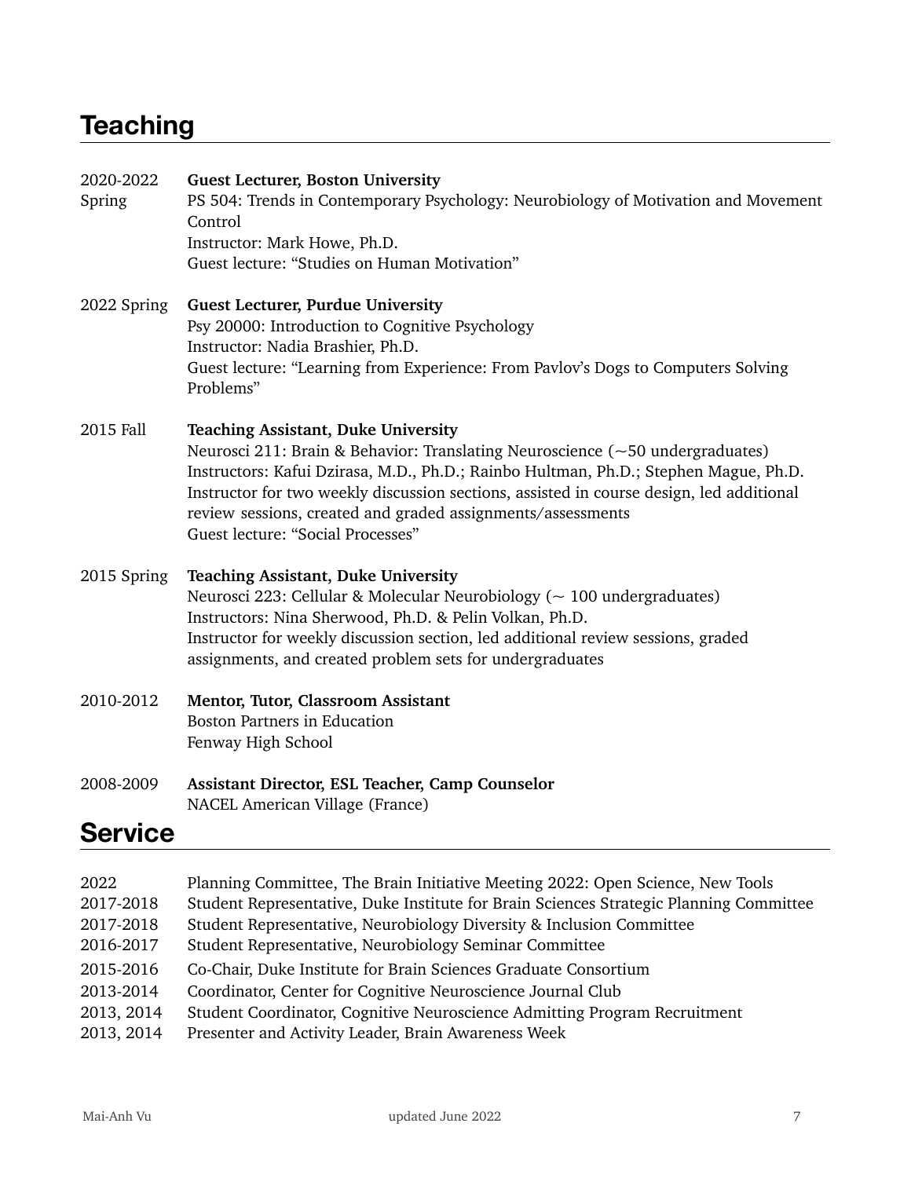## Teaching

2020-2022 Spring **Guest Lecturer, Boston University**
PS 504: Trends in Contemporary Psychology: Neurobiology of Motivation and Movement Control
Instructor: Mark Howe, Ph.D.
Guest lecture: "Studies on Human Motivation"

2022 Spring **Guest Lecturer, Purdue University**
Psy 20000: Introduction to Cognitive Psychology
Instructor: Nadia Brashier, Ph.D.
Guest lecture: "Learning from Experience: From Pavlov's Dogs to Computers Solving Problems"

2015 Fall **Teaching Assistant, Duke University**
Neurosci 211: Brain & Behavior: Translating Neuroscience (~50 undergraduates)
Instructors: Kafui Dzirasa, M.D., Ph.D.; Rainbo Hultman, Ph.D.; Stephen Mague, Ph.D.
Instructor for two weekly discussion sections, assisted in course design, led additional review sessions, created and graded assignments/assessments
Guest lecture: "Social Processes"

2015 Spring **Teaching Assistant, Duke University**
Neurosci 223: Cellular & Molecular Neurobiology (~ 100 undergraduates)
Instructors: Nina Sherwood, Ph.D. & Pelin Volkan, Ph.D.
Instructor for weekly discussion section, led additional review sessions, graded assignments, and created problem sets for undergraduates

2010-2012 **Mentor, Tutor, Classroom Assistant**
Boston Partners in Education
Fenway High School

2008-2009 **Assistant Director, ESL Teacher, Camp Counselor**
NACEL American Village (France)

## Service

| | |
|---|---|
| 2022 | Planning Committee, The Brain Initiative Meeting 2022: Open Science, New Tools |
| 2017-2018 | Student Representative, Duke Institute for Brain Sciences Strategic Planning Committee |
| 2017-2018 | Student Representative, Neurobiology Diversity & Inclusion Committee |
| 2016-2017 | Student Representative, Neurobiology Seminar Committee |
| 2015-2016 | Co-Chair, Duke Institute for Brain Sciences Graduate Consortium |
| 2013-2014 | Coordinator, Center for Cognitive Neuroscience Journal Club |
| 2013, 2014 | Student Coordinator, Cognitive Neuroscience Admitting Program Recruitment |
| 2013, 2014 | Presenter and Activity Leader, Brain Awareness Week |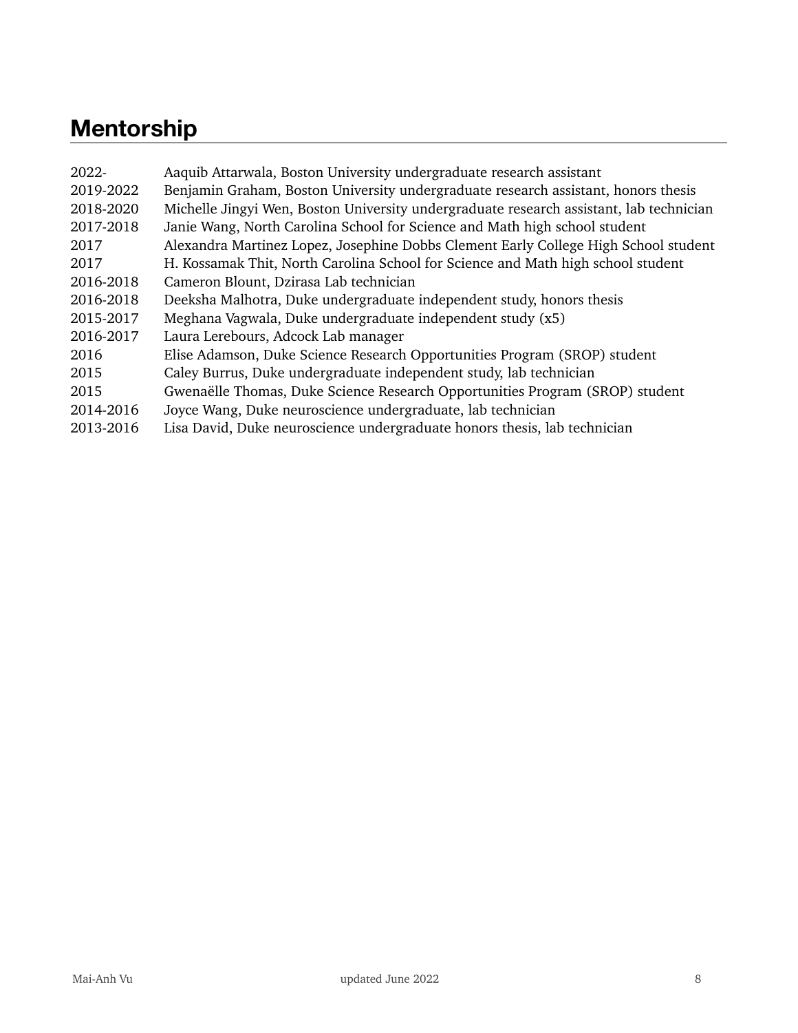## Mentorship

| | |
|---|---|
| 2022- | Aaquib Attarwala, Boston University undergraduate research assistant |
| 2019-2022 | Benjamin Graham, Boston University undergraduate research assistant, honors thesis |
| 2018-2020 | Michelle Jingyi Wen, Boston University undergraduate research assistant, lab technician |
| 2017-2018 | Janie Wang, North Carolina School for Science and Math high school student |
| 2017 | Alexandra Martinez Lopez, Josephine Dobbs Clement Early College High School student |
| 2017 | H. Kossamak Thit, North Carolina School for Science and Math high school student |
| 2016-2018 | Cameron Blount, Dzirasa Lab technician |
| 2016-2018 | Deeksha Malhotra, Duke undergraduate independent study, honors thesis |
| 2015-2017 | Meghana Vagwala, Duke undergraduate independent study (x5) |
| 2016-2017 | Laura Lerebours, Adcock Lab manager |
| 2016 | Elise Adamson, Duke Science Research Opportunities Program (SROP) student |
| 2015 | Caley Burrus, Duke undergraduate independent study, lab technician |
| 2015 | Gwenaëlle Thomas, Duke Science Research Opportunities Program (SROP) student |
| 2014-2016 | Joyce Wang, Duke neuroscience undergraduate, lab technician |
| 2013-2016 | Lisa David, Duke neuroscience undergraduate honors thesis, lab technician |